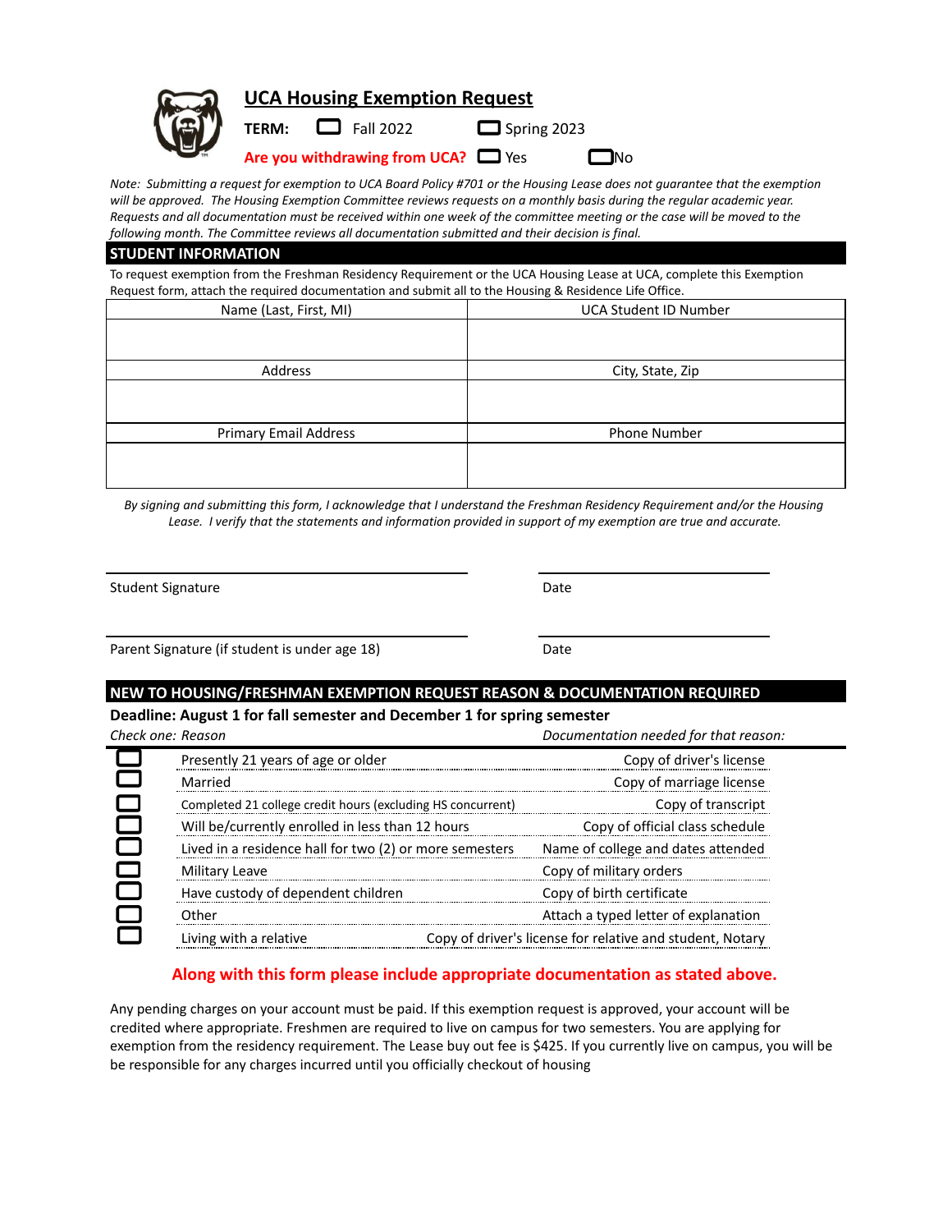# UCA Housing Exemption Request

**TERM:** ☐ Fall 2022 ☐ Spring 2023

**Are you withdrawing from UCA?** ☐ Yes ☐ No

*Note: Submitting a request for exemption to UCA Board Policy #701 or the Housing Lease does not guarantee that the exemption will be approved. The Housing Exemption Committee reviews requests on a monthly basis during the regular academic year. Requests and all documentation must be received within one week of the committee meeting or the case will be moved to the following month. The Committee reviews all documentation submitted and their decision is final.*

## STUDENT INFORMATION

To request exemption from the Freshman Residency Requirement or the UCA Housing Lease at UCA, complete this Exemption Request form, attach the required documentation and submit all to the Housing & Residence Life Office.

| Name (Last, First, MI) | UCA Student ID Number |
|---|---|
| | |
| **Address** | **City, State, Zip** |
| | |
| **Primary Email Address** | **Phone Number** |
| | |

*By signing and submitting this form, I acknowledge that I understand the Freshman Residency Requirement and/or the Housing Lease. I verify that the statements and information provided in support of my exemption are true and accurate.*

Student Signature ____________________ Date ____________

Parent Signature (if student is under age 18) ____________________ Date ____________

## NEW TO HOUSING/FRESHMAN EXEMPTION REQUEST REASON & DOCUMENTATION REQUIRED

**Deadline: August 1 for fall semester and December 1 for spring semester**

| Check one | *Reason* | *Documentation needed for that reason:* |
|---|---|---|
| ☐ | Presently 21 years of age or older | Copy of driver's license |
| ☐ | Married | Copy of marriage license |
| ☐ | Completed 21 college credit hours (excluding HS concurrent) | Copy of transcript |
| ☐ | Will be/currently enrolled in less than 12 hours | Copy of official class schedule |
| ☐ | Lived in a residence hall for two (2) or more semesters | Name of college and dates attended |
| ☐ | Military Leave | Copy of military orders |
| ☐ | Have custody of dependent children | Copy of birth certificate |
| ☐ | Other | Attach a typed letter of explanation |
| ☐ | Living with a relative | Copy of driver's license for relative and student, Notary |

**Along with this form please include appropriate documentation as stated above.**

Any pending charges on your account must be paid. If this exemption request is approved, your account will be credited where appropriate. Freshmen are required to live on campus for two semesters. You are applying for exemption from the residency requirement. The Lease buy out fee is $425. If you currently live on campus, you will be be responsible for any charges incurred until you officially checkout of housing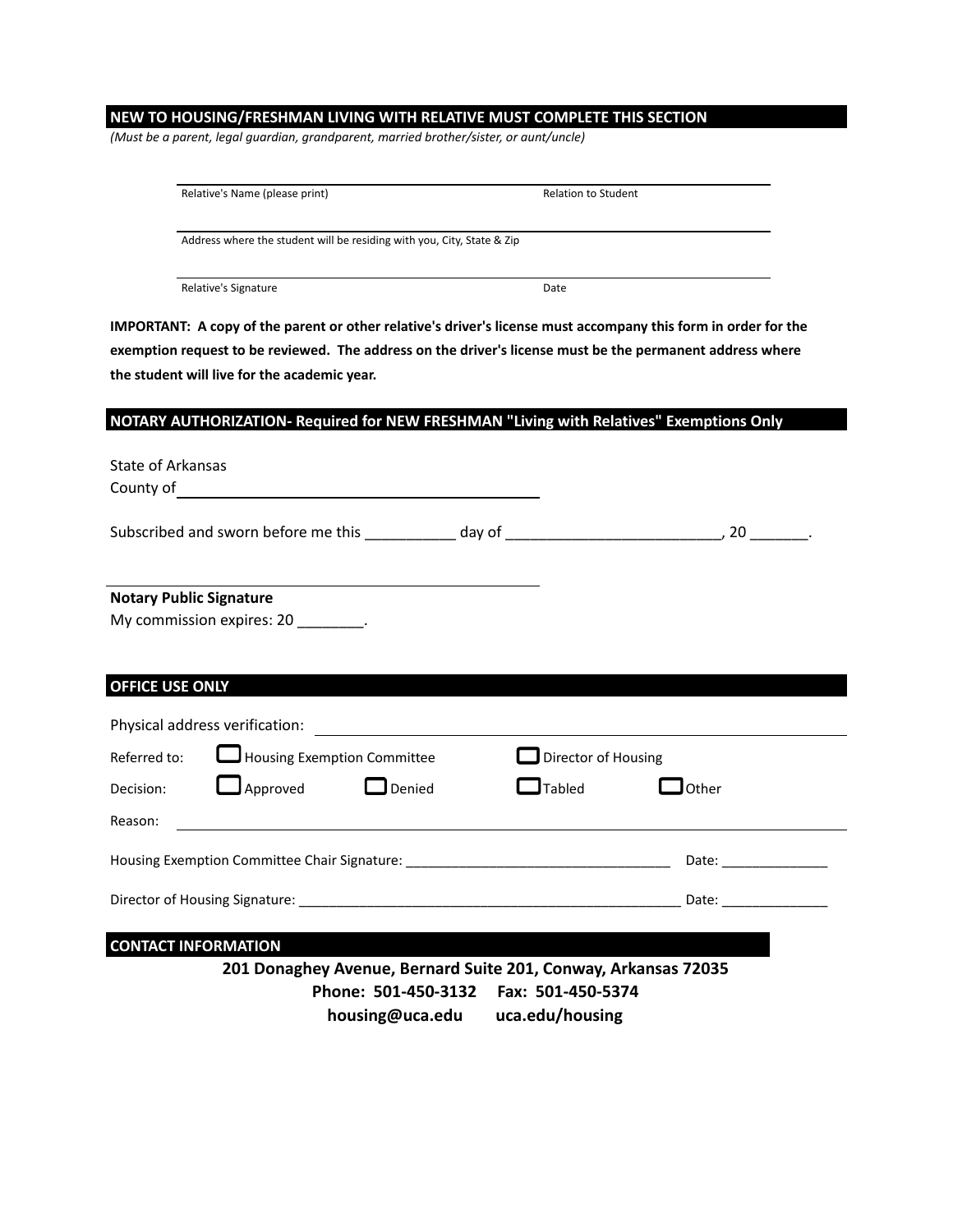## NEW TO HOUSING/FRESHMAN LIVING WITH RELATIVE MUST COMPLETE THIS SECTION

*(Must be a parent, legal guardian, grandparent, married brother/sister, or aunt/uncle)*

Relative's Name (please print) ______________________ Relation to Student ______________________

Address where the student will be residing with you, City, State & Zip ______________________

Relative's Signature ______________________ Date ______________________

**IMPORTANT: A copy of the parent or other relative's driver's license must accompany this form in order for the exemption request to be reviewed. The address on the driver's license must be the permanent address where the student will live for the academic year.**

## NOTARY AUTHORIZATION- Required for NEW FRESHMAN "Living with Relatives" Exemptions Only

State of Arkansas
County of ______________________

Subscribed and sworn before me this ___________ day of __________________________, 20 _______.

______________________
**Notary Public Signature**
My commission expires: 20 ________.

## OFFICE USE ONLY

Physical address verification: ______________________

Referred to: ☐ Housing Exemption Committee ☐ Director of Housing

Decision: ☐ Approved ☐ Denied ☐ Tabled ☐ Other

Reason: ______________________

Housing Exemption Committee Chair Signature: __________________________________ Date: ______________

Director of Housing Signature: ___________________________________________________ Date: ______________

## CONTACT INFORMATION

**201 Donaghey Avenue, Bernard Suite 201, Conway, Arkansas 72035**
**Phone: 501-450-3132 Fax: 501-450-5374**
**housing@uca.edu uca.edu/housing**